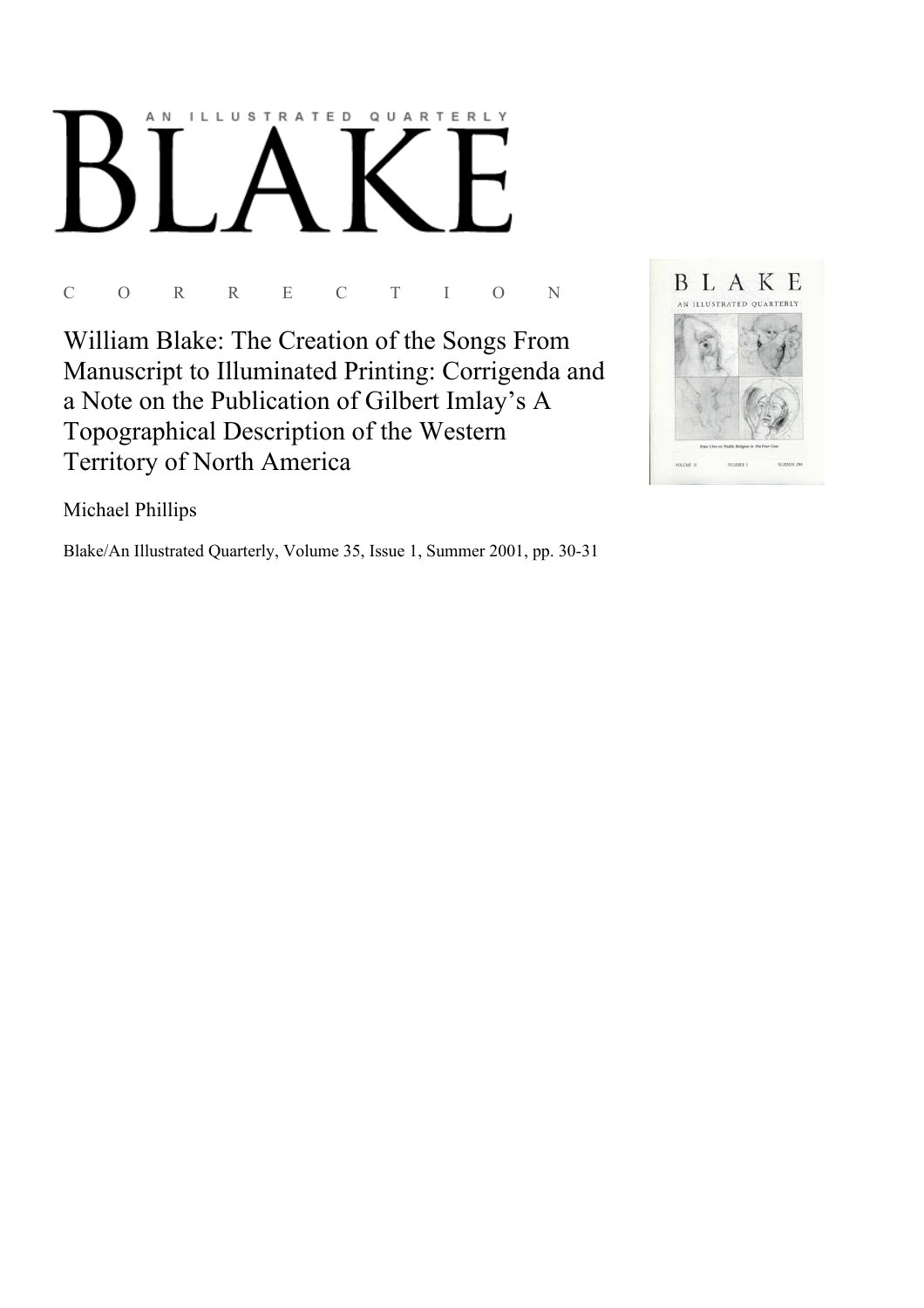AN ILLUSTRATED QUARTERLY

# BLAKE

C O R R E C T I O N

## William Blake: The Creation of the Songs From Manuscript to Illuminated Printing: Corrigenda and a Note on the Publication of Gilbert Imlay's A Topographical Description of the Western Territory of North America

Michael Phillips

Blake/An Illustrated Quarterly, Volume 35, Issue 1, Summer 2001, pp. 30-31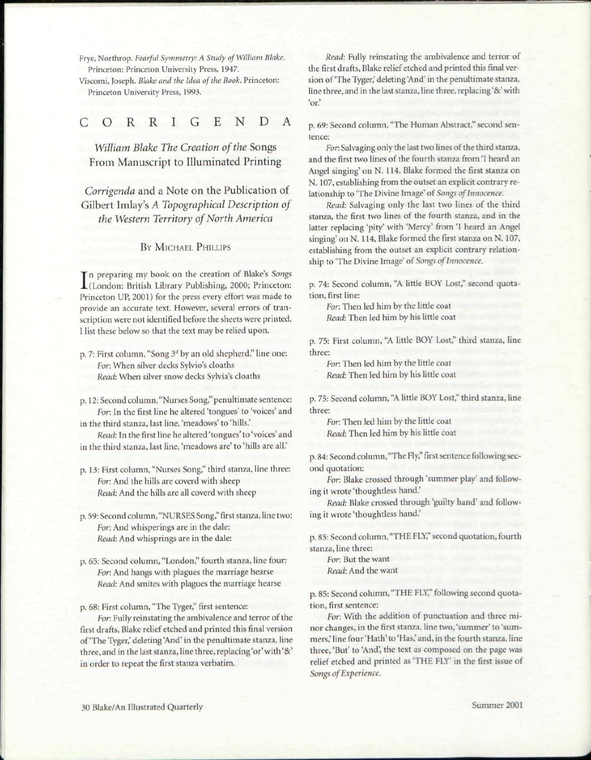Frye, Northrop. *Fearful Symmetry: A Study of William Blake*. Princeton: Princeton University Press, 1947.

Viscomi, Joseph. *Blake and the Idea of the Book*. Princeton: Princeton University Press, 1993.

## CORRIGENDA

### *William Blake The Creation of the* Songs From Manuscript to Illuminated Printing

### *Corrigenda* and a Note on the Publication of Gilbert Imlay's *A Topographical Description of the Western Territory of North America*

By Michael Phillips

In preparing my book on the creation of Blake's *Songs* (London: British Library Publishing, 2000; Princeton: Princeton UP, 2001) for the press every effort was made to provide an accurate text. However, several errors of transcription were not identified before the sheets were printed. I list these below so that the text may be relied upon.

p. 7: First column, "Song 3d by an old shepherd," line one:
*For*: When silver decks Sylvio's cloaths
*Read*: When silver snow decks Sylvia's cloaths

p. 12: Second column, "Nurses Song," penultimate sentence:
*For*: In the first line he altered 'tongues' to 'voices' and in the third stanza, last line, 'meadows' to 'hills.'
*Read*: In the first line he altered 'tongues' to 'voices' and in the third stanza, last line, 'meadows are' to 'hills are all.'

p. 13: First column, "Nurses Song," third stanza, line three:
*For*: And the hills are coverd with sheep
*Read*: And the hills are all coverd with sheep

p. 59: Second column, "NURSES Song," first stanza, line two:
*For*: And whisperings are in the dale:
*Read*: And whisprings are in the dale:

p. 65: Second column, "London," fourth stanza, line four:
*For*: And hangs with plagues the marriage hearse
*Read*: And smites with plagues the marriage hearse

p. 68: First column, "The Tyger," first sentence:
*For*: Fully reinstating the ambivalence and terror of the first drafts, Blake relief etched and printed this final version of 'The Tyger,' deleting 'And' in the penultimate stanza, line three, and in the last stanza, line three, replacing 'or' with '&' in order to repeat the first stanza verbatim.
*Read*: Fully reinstating the ambivalence and terror of the first drafts, Blake relief etched and printed this final version of 'The Tyger,' deleting 'And' in the penultimate stanza, line three, and in the last stanza, line three, replacing '&' with 'or.'

p. 69: Second column, "The Human Abstract," second sentence:
*For*: Salvaging only the last two lines of the third stanza, and the first two lines of the fourth stanza from 'I heard an Angel singing' on N. 114, Blake formed the first stanza on N. 107, establishing from the outset an explicit contrary relationship to 'The Divine Image' of *Songs of Innocence*.
*Read*: Salvaging only the last two lines of the third stanza, the first two lines of the fourth stanza, and in the latter replacing 'pity' with 'Mercy' from 'I heard an Angel singing' on N. 114, Blake formed the first stanza on N. 107, establishing from the outset an explicit contrary relationship to 'The Divine Image' of *Songs of Innocence*.

p. 74: Second column, "A little BOY Lost," second quotation, first line:
*For*: Then led him by the little coat
*Read*: Then led him by his little coat

p. 75: First column, "A little BOY Lost," third stanza, line three:
*For*: Then led him by the little coat
*Read*: Then led him by his little coat

p. 75: Second column, "A little BOY Lost," third stanza, line three:
*For*: Then led him by the little coat
*Read*: Then led him by his little coat

p. 84: Second column, "The Fly," first sentence following second quotation:
*For*: Blake crossed through 'summer play' and following it wrote 'thoughtless hand.'
*Read*: Blake crossed through 'guilty hand' and following it wrote 'thoughtless hand.'

p. 85: Second column, "THE FLY," second quotation, fourth stanza, line three:
*For*: But the want
*Read*: And the want

p. 85: Second column, "THE FLY," following second quotation, first sentence:
*For*: With the addition of punctuation and three minor changes, in the first stanza, line two, 'summer' to 'summers,' line four 'Hath' to 'Has,' and, in the fourth stanza, line three, 'But' to 'And', the text as composed on the page was relief etched and printed as 'THE FLY' in the first issue of *Songs of Experience*.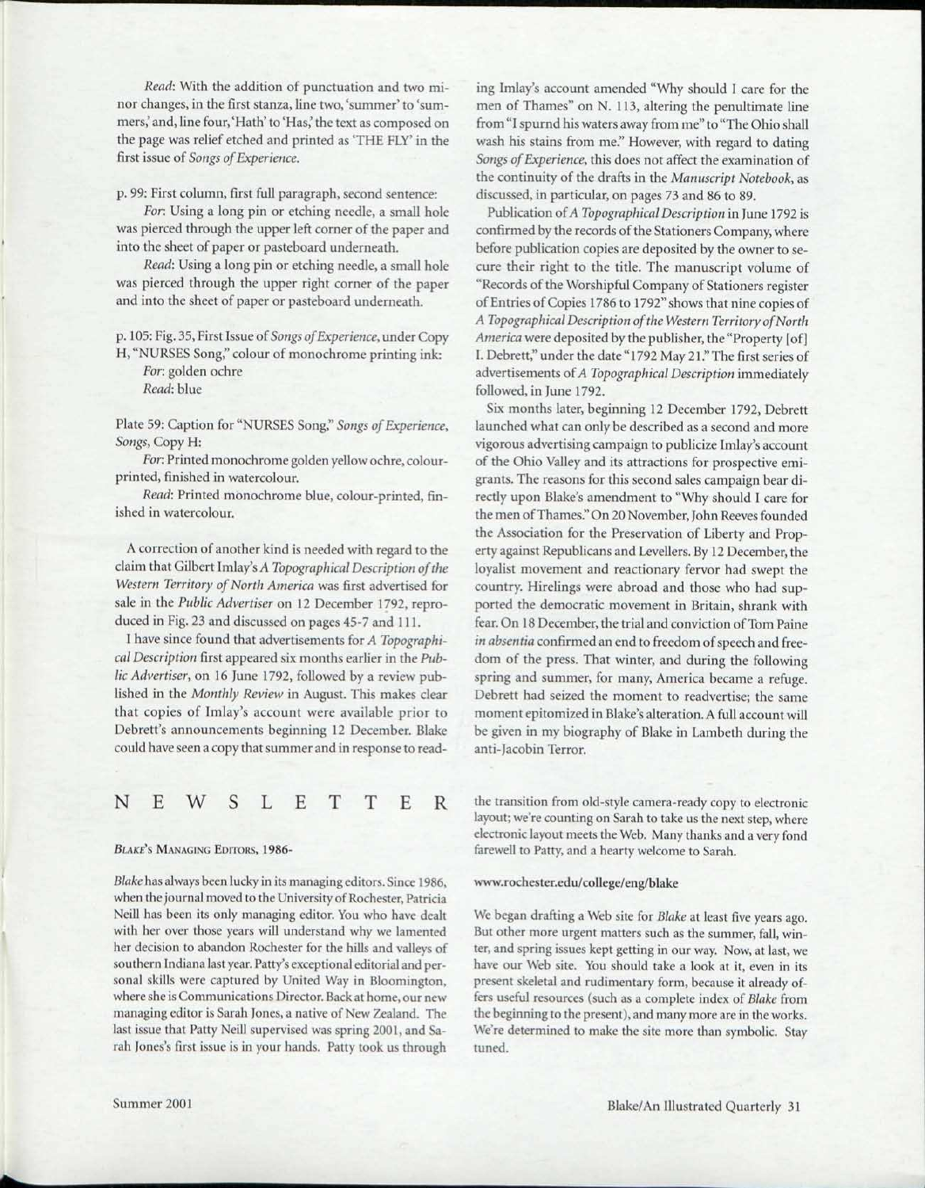*Read*: With the addition of punctuation and two minor changes, in the first stanza, line two, 'summer' to 'summers,' and, line four, 'Hath' to 'Has,' the text as composed on the page was relief etched and printed as 'THE FLY' in the first issue of *Songs of Experience*.

p. 99: First column, first full paragraph, second sentence:

*For*: Using a long pin or etching needle, a small hole was pierced through the upper left corner of the paper and into the sheet of paper or pasteboard underneath.

*Read*: Using a long pin or etching needle, a small hole was pierced through the upper right corner of the paper and into the sheet of paper or pasteboard underneath.

p. 105: Fig. 35, First Issue of *Songs of Experience*, under Copy H, "NURSES Song," colour of monochrome printing ink:

*For*: golden ochre

*Read*: blue

Plate 59: Caption for "NURSES Song," *Songs of Experience*, *Songs*, Copy H:

*For*: Printed monochrome golden yellow ochre, colour-printed, finished in watercolour.

*Read*: Printed monochrome blue, colour-printed, finished in watercolour.

A correction of another kind is needed with regard to the claim that Gilbert Imlay's *A Topographical Description of the Western Territory of North America* was first advertised for sale in the *Public Advertiser* on 12 December 1792, reproduced in Fig. 23 and discussed on pages 45-7 and 111.

I have since found that advertisements for *A Topographical Description* first appeared six months earlier in the *Public Advertiser*, on 16 June 1792, followed by a review published in the *Monthly Review* in August. This makes clear that copies of Imlay's account were available prior to Debrett's announcements beginning 12 December. Blake could have seen a copy that summer and in response to reading Imlay's account amended "Why should I care for the men of Thames" on N. 113, altering the penultimate line from "I spurnd his waters away from me" to "The Ohio shall wash his stains from me." However, with regard to dating *Songs of Experience*, this does not affect the examination of the continuity of the drafts in the *Manuscript Notebook*, as discussed, in particular, on pages 73 and 86 to 89.

Publication of *A Topographical Description* in June 1792 is confirmed by the records of the Stationers Company, where before publication copies are deposited by the owner to secure their right to the title. The manuscript volume of "Records of the Worshipful Company of Stationers register of Entries of Copies 1786 to 1792" shows that nine copies of *A Topographical Description of the Western Territory of North America* were deposited by the publisher, the "Property [of] I. Debrett," under the date "1792 May 21." The first series of advertisements of *A Topographical Description* immediately followed, in June 1792.

Six months later, beginning 12 December 1792, Debrett launched what can only be described as a second and more vigorous advertising campaign to publicize Imlay's account of the Ohio Valley and its attractions for prospective emigrants. The reasons for this second sales campaign bear directly upon Blake's amendment to "Why should I care for the men of Thames." On 20 November, John Reeves founded the Association for the Preservation of Liberty and Property against Republicans and Levellers. By 12 December, the loyalist movement and reactionary fervor had swept the country. Hirelings were abroad and those who had supported the democratic movement in Britain, shrank with fear. On 18 December, the trial and conviction of Tom Paine *in absentia* confirmed an end to freedom of speech and freedom of the press. That winter, and during the following spring and summer, for many, America became a refuge. Debrett had seized the moment to readvertise; the same moment epitomized in Blake's alteration. A full account will be given in my biography of Blake in Lambeth during the anti-Jacobin Terror.

# N E W S L E T T E R

### *Blake*'s Managing Editors, 1986-

*Blake* has always been lucky in its managing editors. Since 1986, when the journal moved to the University of Rochester, Patricia Neill has been its only managing editor. You who have dealt with her over those years will understand why we lamented her decision to abandon Rochester for the hills and valleys of southern Indiana last year. Patty's exceptional editorial and personal skills were captured by United Way in Bloomington, where she is Communications Director. Back at home, our new managing editor is Sarah Jones, a native of New Zealand. The last issue that Patty Neill supervised was spring 2001, and Sarah Jones's first issue is in your hands. Patty took us through the transition from old-style camera-ready copy to electronic layout; we're counting on Sarah to take us the next step, where electronic layout meets the Web. Many thanks and a very fond farewell to Patty, and a hearty welcome to Sarah.

### www.rochester.edu/college/eng/blake

We began drafting a Web site for *Blake* at least five years ago. But other more urgent matters such as the summer, fall, winter, and spring issues kept getting in our way. Now, at last, we have our Web site. You should take a look at it, even in its present skeletal and rudimentary form, because it already offers useful resources (such as a complete index of *Blake* from the beginning to the present), and many more are in the works. We're determined to make the site more than symbolic. Stay tuned.